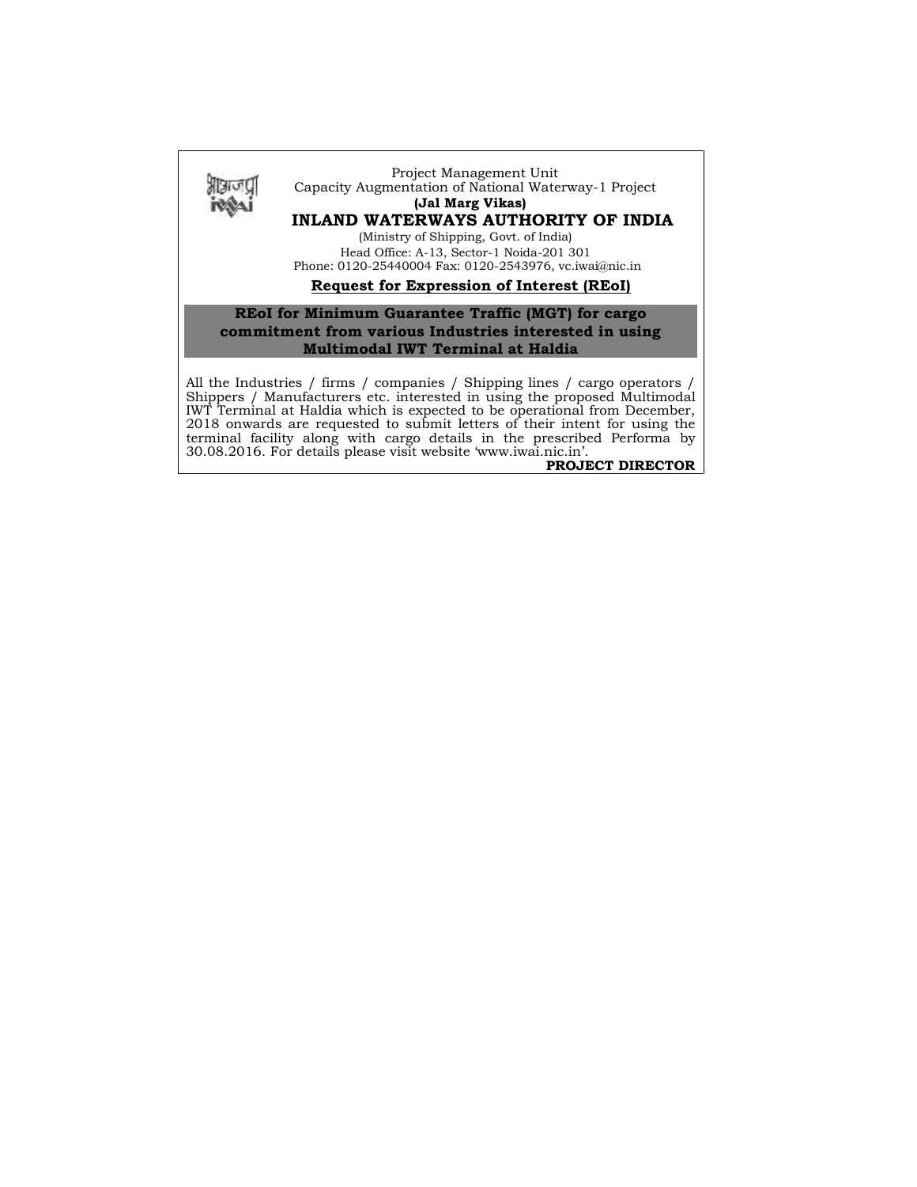Project Management Unit
Capacity Augmentation of National Waterway-1 Project
**(Jal Marg Vikas)**

# INLAND WATERWAYS AUTHORITY OF INDIA

(Ministry of Shipping, Govt. of India)
Head Office: A-13, Sector-1 Noida-201 301
Phone: 0120-25440004 Fax: 0120-2543976, vc.iwai@nic.in

## Request for Expression of Interest (REoI)

**REoI for Minimum Guarantee Traffic (MGT) for cargo commitment from various Industries interested in using Multimodal IWT Terminal at Haldia**

All the Industries / firms / companies / Shipping lines / cargo operators / Shippers / Manufacturers etc. interested in using the proposed Multimodal IWT Terminal at Haldia which is expected to be operational from December, 2018 onwards are requested to submit letters of their intent for using the terminal facility along with cargo details in the prescribed Performa by 30.08.2016. For details please visit website 'www.iwai.nic.in'.

**PROJECT DIRECTOR**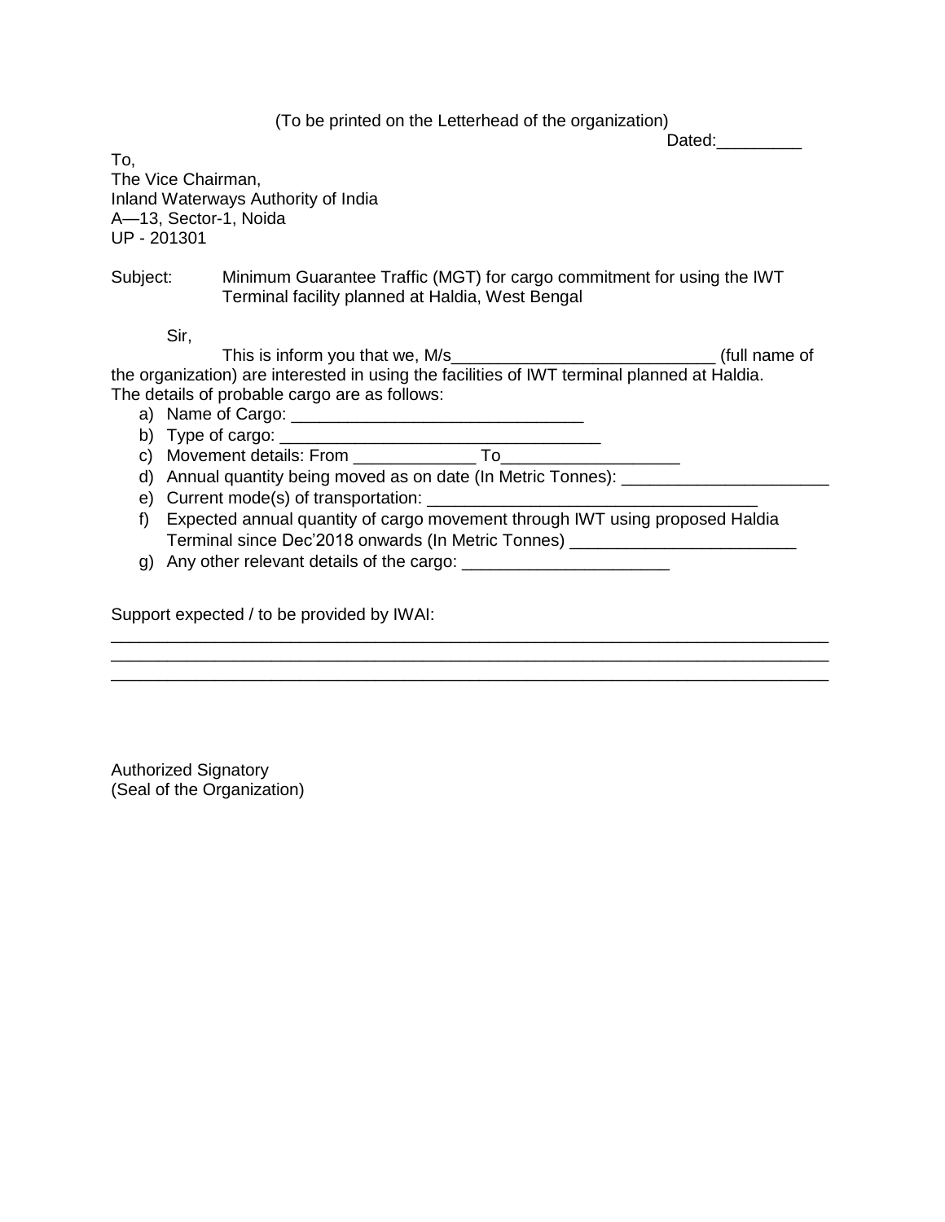(To be printed on the Letterhead of the organization)

Dated:_________

To,
The Vice Chairman,
Inland Waterways Authority of India
A—13, Sector-1, Noida
UP - 201301

Subject: Minimum Guarantee Traffic (MGT) for cargo commitment for using the IWT Terminal facility planned at Haldia, West Bengal

Sir,

This is inform you that we, M/s____________________________ (full name of the organization) are interested in using the facilities of IWT terminal planned at Haldia. The details of probable cargo are as follows:

a) Name of Cargo: _______________________________
b) Type of cargo: __________________________________
c) Movement details: From _____________ To__________________
d) Annual quantity being moved as on date (In Metric Tonnes): ______________________
e) Current mode(s) of transportation: ___________________________________
f) Expected annual quantity of cargo movement through IWT using proposed Haldia Terminal since Dec'2018 onwards (In Metric Tonnes) ________________________
g) Any other relevant details of the cargo: ______________________

Support expected / to be provided by IWAI:

____________________________________________________________________________
____________________________________________________________________________
____________________________________________________________________________

Authorized Signatory
(Seal of the Organization)